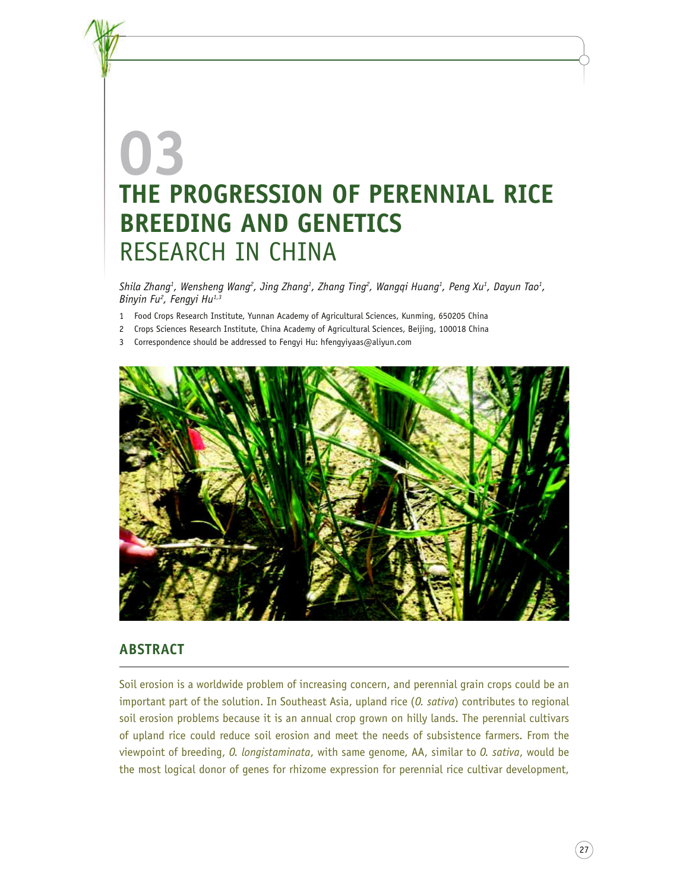# 03

# THE PROGRESSION OF PERENNIAL RICE BREEDING AND GENETICS RESEARCH IN CHINA

*Shila Zhang[1], Wensheng Wang[2], Jing Zhang[1], Zhang Ting[2], Wangqi Huang[1], Peng Xu[1], Dayun Tao[1], Binyin Fu[2], Fengyi Hu[1,3]*

1 Food Crops Research Institute, Yunnan Academy of Agricultural Sciences, Kunming, 650205 China

2 Crops Sciences Research Institute, China Academy of Agricultural Sciences, Beijing, 100018 China

3 Correspondence should be addressed to Fengyi Hu: hfengyiyaas@aliyun.com

## ABSTRACT

Soil erosion is a worldwide problem of increasing concern, and perennial grain crops could be an important part of the solution. In Southeast Asia, upland rice (*O. sativa*) contributes to regional soil erosion problems because it is an annual crop grown on hilly lands. The perennial cultivars of upland rice could reduce soil erosion and meet the needs of subsistence farmers. From the viewpoint of breeding, *O. longistaminata*, with same genome, AA, similar to *O. sativa*, would be the most logical donor of genes for rhizome expression for perennial rice cultivar development,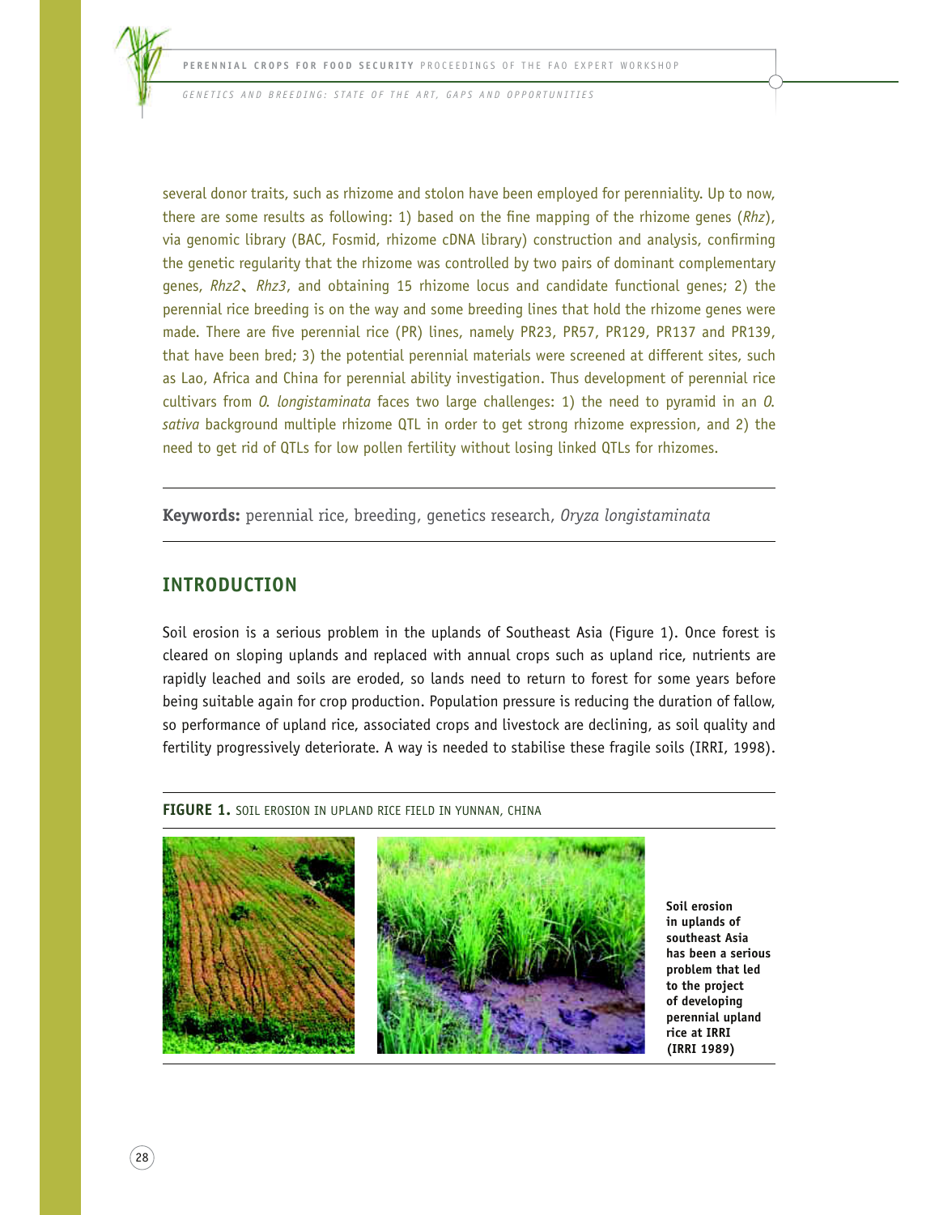several donor traits, such as rhizome and stolon have been employed for perenniality. Up to now, there are some results as following: 1) based on the fine mapping of the rhizome genes (*Rhz*), via genomic library (BAC, Fosmid, rhizome cDNA library) construction and analysis, confirming the genetic regularity that the rhizome was controlled by two pairs of dominant complementary genes, *Rhz2*、*Rhz3*, and obtaining 15 rhizome locus and candidate functional genes; 2) the perennial rice breeding is on the way and some breeding lines that hold the rhizome genes were made. There are five perennial rice (PR) lines, namely PR23, PR57, PR129, PR137 and PR139, that have been bred; 3) the potential perennial materials were screened at different sites, such as Lao, Africa and China for perennial ability investigation. Thus development of perennial rice cultivars from *O. longistaminata* faces two large challenges: 1) the need to pyramid in an *O. sativa* background multiple rhizome QTL in order to get strong rhizome expression, and 2) the need to get rid of QTLs for low pollen fertility without losing linked QTLs for rhizomes.

**Keywords:** perennial rice, breeding, genetics research, *Oryza longistaminata*

## INTRODUCTION

Soil erosion is a serious problem in the uplands of Southeast Asia (Figure 1). Once forest is cleared on sloping uplands and replaced with annual crops such as upland rice, nutrients are rapidly leached and soils are eroded, so lands need to return to forest for some years before being suitable again for crop production. Population pressure is reducing the duration of fallow, so performance of upland rice, associated crops and livestock are declining, as soil quality and fertility progressively deteriorate. A way is needed to stabilise these fragile soils (IRRI, 1998).

**FIGURE 1.** SOIL EROSION IN UPLAND RICE FIELD IN YUNNAN, CHINA

**Soil erosion in uplands of southeast Asia has been a serious problem that led to the project of developing perennial upland rice at IRRI (IRRI 1989)**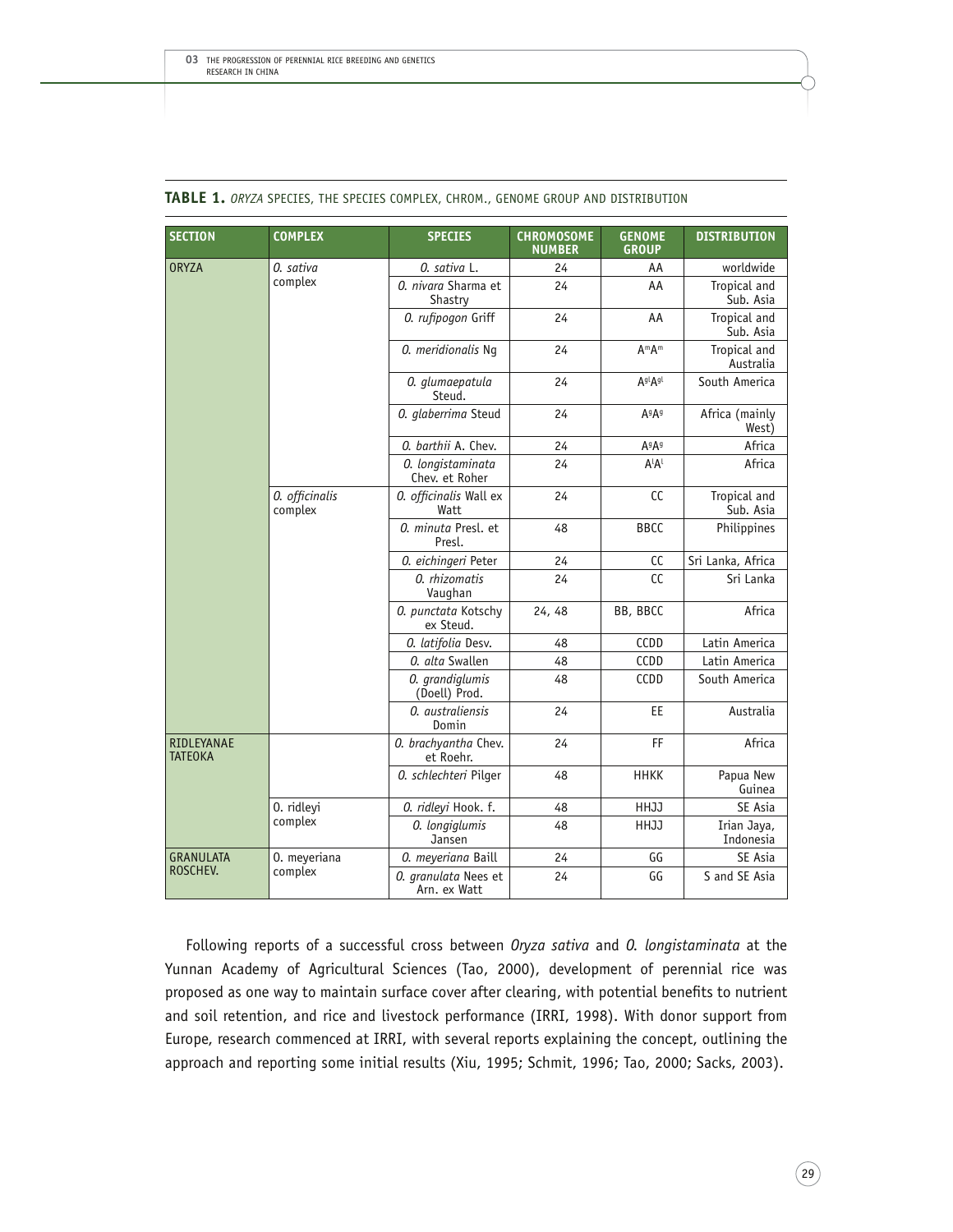**TABLE 1.** *ORYZA* SPECIES, THE SPECIES COMPLEX, CHROM., GENOME GROUP AND DISTRIBUTION

| SECTION | COMPLEX | SPECIES | CHROMOSOME NUMBER | GENOME GROUP | DISTRIBUTION |
|---|---|---|---|---|---|
| ORYZA | *O. sativa* complex | *O. sativa* L. | 24 | AA | worldwide |
| | | *O. nivara* Sharma et Shastry | 24 | AA | Tropical and Sub. Asia |
| | | *O. rufipogon* Griff | 24 | AA | Tropical and Sub. Asia |
| | | *O. meridionalis* Ng | 24 | $A^mA^m$ | Tropical and Australia |
| | | *O. glumaepatula* Steud. | 24 | $A^{gl}A^{gl}$ | South America |
| | | *O. glaberrima* Steud | 24 | $A^gA^g$ | Africa (mainly West) |
| | | *O. barthii* A. Chev. | 24 | $A^gA^g$ | Africa |
| | | *O. longistaminata* Chev. et Roher | 24 | $A^lA^l$ | Africa |
| | *O. officinalis* complex | *O. officinalis* Wall ex Watt | 24 | CC | Tropical and Sub. Asia |
| | | *O. minuta* Presl. et Presl. | 48 | BBCC | Philippines |
| | | *O. eichingeri* Peter | 24 | CC | Sri Lanka, Africa |
| | | *O. rhizomatis* Vaughan | 24 | CC | Sri Lanka |
| | | *O. punctata* Kotschy ex Steud. | 24, 48 | BB, BBCC | Africa |
| | | *O. latifolia* Desv. | 48 | CCDD | Latin America |
| | | *O. alta* Swallen | 48 | CCDD | Latin America |
| | | *O. grandiglumis* (Doell) Prod. | 48 | CCDD | South America |
| | | *O. australiensis* Domin | 24 | EE | Australia |
| RIDLEYANAE TATEOKA | | *O. brachyantha* Chev. et Roehr. | 24 | FF | Africa |
| | | *O. schlechteri* Pilger | 48 | HHKK | Papua New Guinea |
| | O. ridleyi complex | *O. ridleyi* Hook. f. | 48 | HHJJ | SE Asia |
| | | *O. longiglumis* Jansen | 48 | HHJJ | Irian Jaya, Indonesia |
| GRANULATA ROSCHEV. | O. meyeriana complex | *O. meyeriana* Baill | 24 | GG | SE Asia |
| | | *O. granulata* Nees et Arn. ex Watt | 24 | GG | S and SE Asia |

Following reports of a successful cross between *Oryza sativa* and *O. longistaminata* at the Yunnan Academy of Agricultural Sciences (Tao, 2000), development of perennial rice was proposed as one way to maintain surface cover after clearing, with potential benefits to nutrient and soil retention, and rice and livestock performance (IRRI, 1998). With donor support from Europe, research commenced at IRRI, with several reports explaining the concept, outlining the approach and reporting some initial results (Xiu, 1995; Schmit, 1996; Tao, 2000; Sacks, 2003).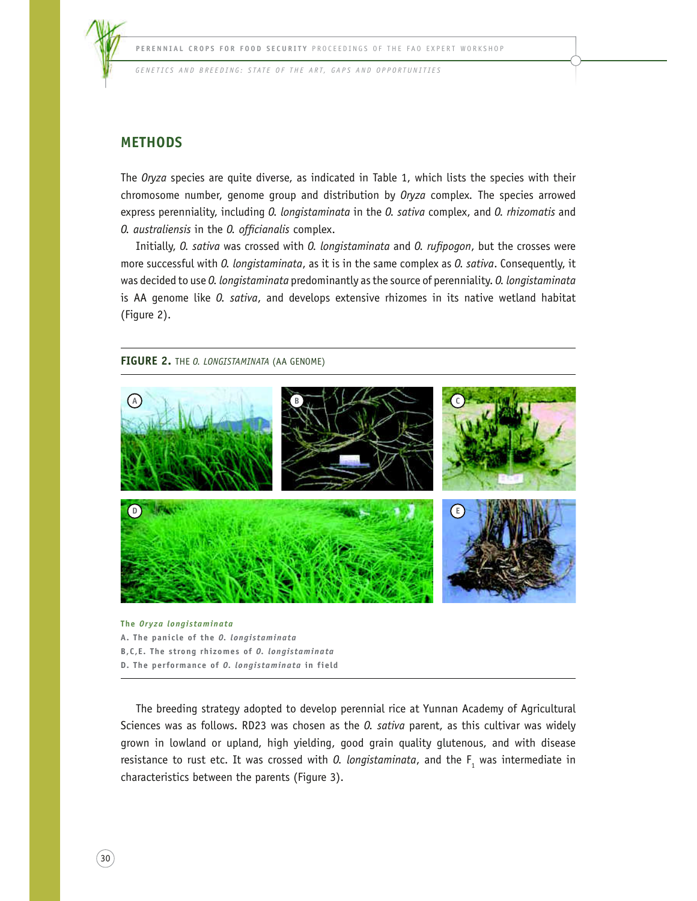## METHODS

The *Oryza* species are quite diverse, as indicated in Table 1, which lists the species with their chromosome number, genome group and distribution by *Oryza* complex. The species arrowed express perenniality, including *O. longistaminata* in the *O. sativa* complex, and *O. rhizomatis* and *O. australiensis* in the *O. officianalis* complex.

Initially, *O. sativa* was crossed with *O. longistaminata* and *O. rufipogon*, but the crosses were more successful with *O. longistaminata*, as it is in the same complex as *O. sativa*. Consequently, it was decided to use *O. longistaminata* predominantly as the source of perenniality. *O. longistaminata* is AA genome like *O. sativa*, and develops extensive rhizomes in its native wetland habitat (Figure 2).

**FIGURE 2.** THE *O. LONGISTAMINATA* (AA GENOME)

The *Oryza longistaminata*
A. The panicle of the *O. longistaminata*
B,C,E. The strong rhizomes of *O. longistaminata*
D. The performance of *O. longistaminata* in field

The breeding strategy adopted to develop perennial rice at Yunnan Academy of Agricultural Sciences was as follows. RD23 was chosen as the *O. sativa* parent, as this cultivar was widely grown in lowland or upland, high yielding, good grain quality glutenous, and with disease resistance to rust etc. It was crossed with *O. longistaminata*, and the $F_1$ was intermediate in characteristics between the parents (Figure 3).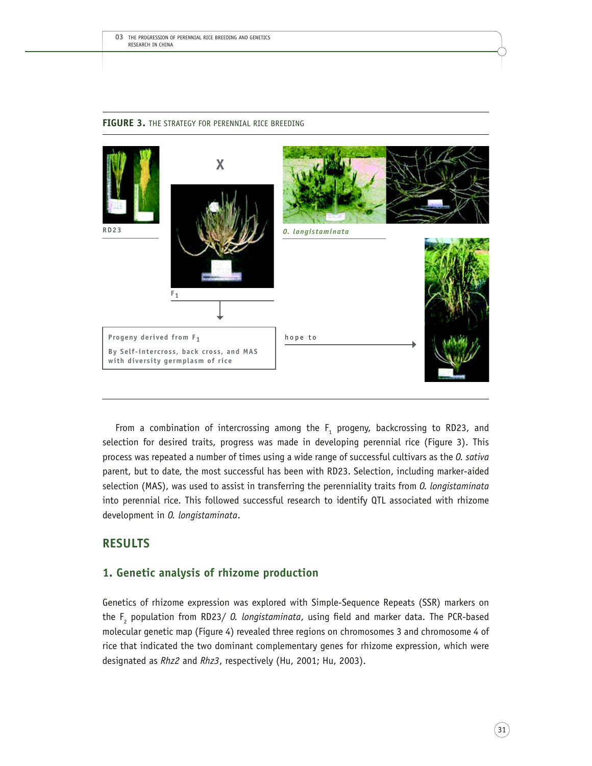**FIGURE 3.** THE STRATEGY FOR PERENNIAL RICE BREEDING

RD23

X

*O. longistaminata*

$F_1$

Progeny derived from $F_1$

By Self-intercross, back cross, and MAS with diversity germplasm of rice

hope to

From a combination of intercrossing among the $F_1$ progeny, backcrossing to RD23, and selection for desired traits, progress was made in developing perennial rice (Figure 3). This process was repeated a number of times using a wide range of successful cultivars as the *O. sativa* parent, but to date, the most successful has been with RD23. Selection, including marker-aided selection (MAS), was used to assist in transferring the perenniality traits from *O. longistaminata* into perennial rice. This followed successful research to identify QTL associated with rhizome development in *O. longistaminata*.

## RESULTS

### 1. Genetic analysis of rhizome production

Genetics of rhizome expression was explored with Simple-Sequence Repeats (SSR) markers on the $F_2$ population from RD23/ *O. longistaminata*, using field and marker data. The PCR-based molecular genetic map (Figure 4) revealed three regions on chromosomes 3 and chromosome 4 of rice that indicated the two dominant complementary genes for rhizome expression, which were designated as *Rhz2* and *Rhz3*, respectively (Hu, 2001; Hu, 2003).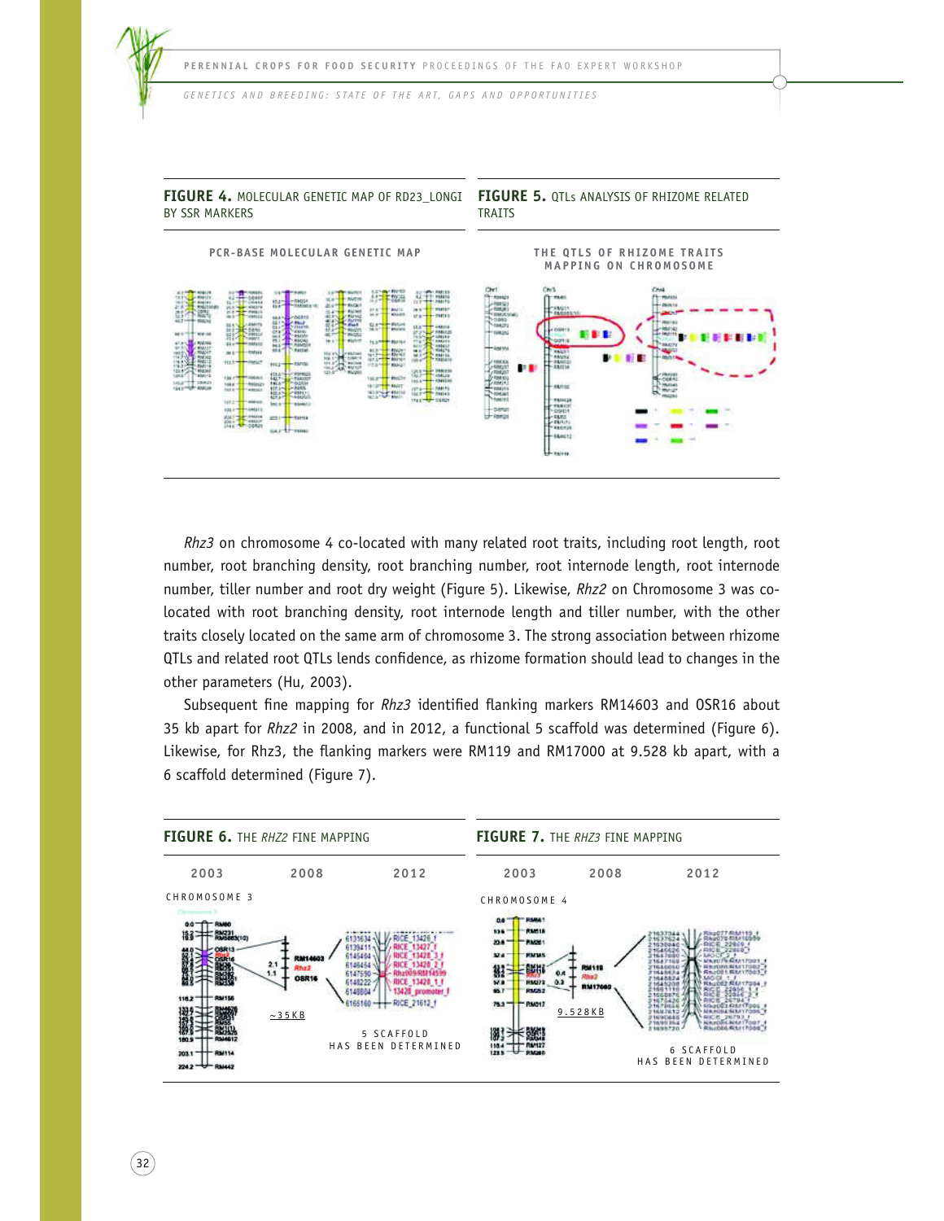**FIGURE 4.** MOLECULAR GENETIC MAP OF RD23_LONGI BY SSR MARKERS

**FIGURE 5.** QTLs ANALYSIS OF RHIZOME RELATED TRAITS

*Rhz3* on chromosome 4 co-located with many related root traits, including root length, root number, root branching density, root branching number, root internode length, root internode number, tiller number and root dry weight (Figure 5). Likewise, *Rhz2* on Chromosome 3 was co-located with root branching density, root internode length and tiller number, with the other traits closely located on the same arm of chromosome 3. The strong association between rhizome QTLs and related root QTLs lends confidence, as rhizome formation should lead to changes in the other parameters (Hu, 2003).

Subsequent fine mapping for *Rhz3* identified flanking markers RM14603 and OSR16 about 35 kb apart for *Rhz2* in 2008, and in 2012, a functional 5 scaffold was determined (Figure 6). Likewise, for Rhz3, the flanking markers were RM119 and RM17000 at 9.528 kb apart, with a 6 scaffold determined (Figure 7).

**FIGURE 6.** THE *RHZ2* FINE MAPPING

**FIGURE 7.** THE *RHZ3* FINE MAPPING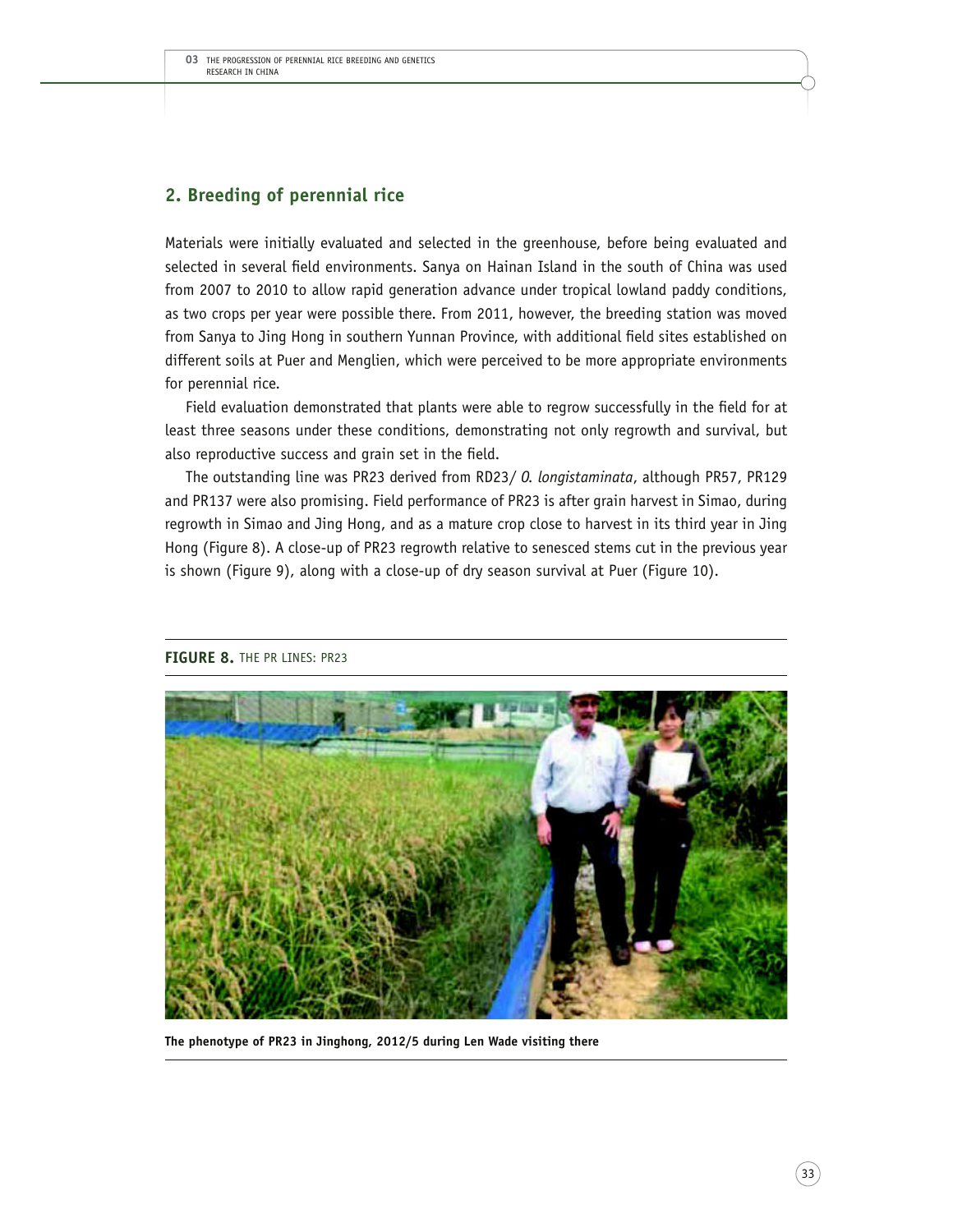## 2. Breeding of perennial rice

Materials were initially evaluated and selected in the greenhouse, before being evaluated and selected in several field environments. Sanya on Hainan Island in the south of China was used from 2007 to 2010 to allow rapid generation advance under tropical lowland paddy conditions, as two crops per year were possible there. From 2011, however, the breeding station was moved from Sanya to Jing Hong in southern Yunnan Province, with additional field sites established on different soils at Puer and Menglien, which were perceived to be more appropriate environments for perennial rice.

Field evaluation demonstrated that plants were able to regrow successfully in the field for at least three seasons under these conditions, demonstrating not only regrowth and survival, but also reproductive success and grain set in the field.

The outstanding line was PR23 derived from RD23/ *O. longistaminata*, although PR57, PR129 and PR137 were also promising. Field performance of PR23 is after grain harvest in Simao, during regrowth in Simao and Jing Hong, and as a mature crop close to harvest in its third year in Jing Hong (Figure 8). A close-up of PR23 regrowth relative to senesced stems cut in the previous year is shown (Figure 9), along with a close-up of dry season survival at Puer (Figure 10).

**FIGURE 8.** THE PR LINES: PR23

**The phenotype of PR23 in Jinghong, 2012/5 during Len Wade visiting there**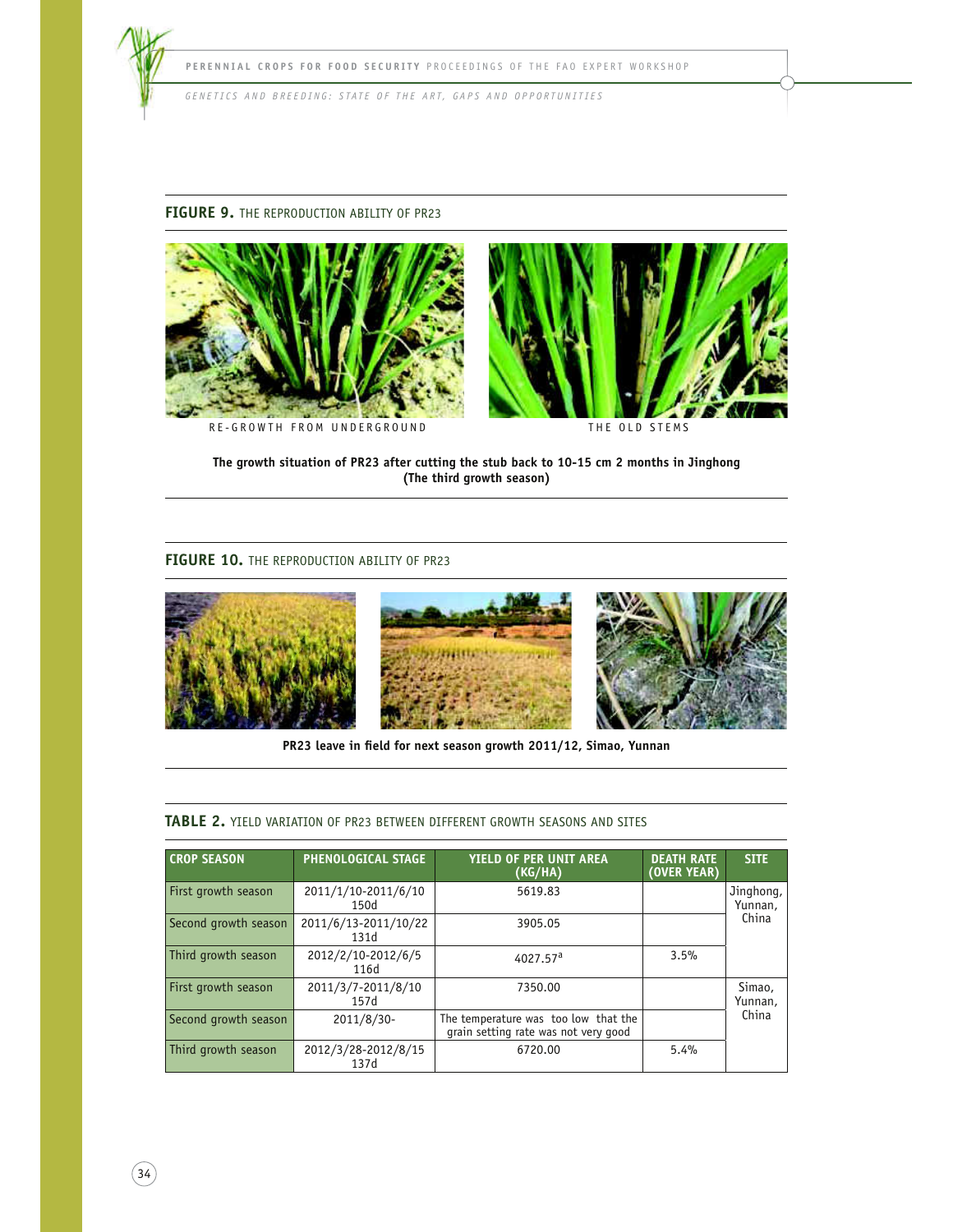**FIGURE 9.** THE REPRODUCTION ABILITY OF PR23

RE-GROWTH FROM UNDERGROUND

THE OLD STEMS

**The growth situation of PR23 after cutting the stub back to 10-15 cm 2 months in Jinghong (The third growth season)**

**FIGURE 10.** THE REPRODUCTION ABILITY OF PR23

**PR23 leave in field for next season growth 2011/12, Simao, Yunnan**

**TABLE 2.** YIELD VARIATION OF PR23 BETWEEN DIFFERENT GROWTH SEASONS AND SITES

| CROP SEASON | PHENOLOGICAL STAGE | YIELD OF PER UNIT AREA (KG/HA) | DEATH RATE (OVER YEAR) | SITE |
|---|---|---|---|---|
| First growth season | 2011/1/10-2011/6/10 150d | 5619.83 | | Jinghong, Yunnan, China |
| Second growth season | 2011/6/13-2011/10/22 131d | 3905.05 | | |
| Third growth season | 2012/2/10-2012/6/5 116d | 4027.57[a] | 3.5% | |
| First growth season | 2011/3/7-2011/8/10 157d | 7350.00 | | Simao, Yunnan, China |
| Second growth season | 2011/8/30- | The temperature was too low that the grain setting rate was not very good | | |
| Third growth season | 2012/3/28-2012/8/15 137d | 6720.00 | 5.4% | |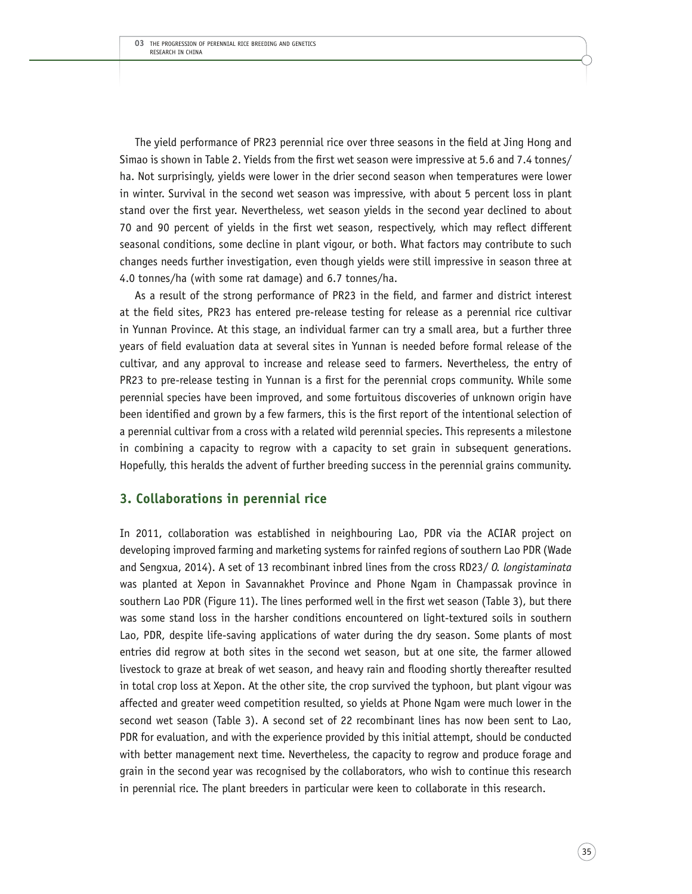The yield performance of PR23 perennial rice over three seasons in the field at Jing Hong and Simao is shown in Table 2. Yields from the first wet season were impressive at 5.6 and 7.4 tonnes/ha. Not surprisingly, yields were lower in the drier second season when temperatures were lower in winter. Survival in the second wet season was impressive, with about 5 percent loss in plant stand over the first year. Nevertheless, wet season yields in the second year declined to about 70 and 90 percent of yields in the first wet season, respectively, which may reflect different seasonal conditions, some decline in plant vigour, or both. What factors may contribute to such changes needs further investigation, even though yields were still impressive in season three at 4.0 tonnes/ha (with some rat damage) and 6.7 tonnes/ha.

As a result of the strong performance of PR23 in the field, and farmer and district interest at the field sites, PR23 has entered pre-release testing for release as a perennial rice cultivar in Yunnan Province. At this stage, an individual farmer can try a small area, but a further three years of field evaluation data at several sites in Yunnan is needed before formal release of the cultivar, and any approval to increase and release seed to farmers. Nevertheless, the entry of PR23 to pre-release testing in Yunnan is a first for the perennial crops community. While some perennial species have been improved, and some fortuitous discoveries of unknown origin have been identified and grown by a few farmers, this is the first report of the intentional selection of a perennial cultivar from a cross with a related wild perennial species. This represents a milestone in combining a capacity to regrow with a capacity to set grain in subsequent generations. Hopefully, this heralds the advent of further breeding success in the perennial grains community.

## 3. Collaborations in perennial rice

In 2011, collaboration was established in neighbouring Lao, PDR via the ACIAR project on developing improved farming and marketing systems for rainfed regions of southern Lao PDR (Wade and Sengxua, 2014). A set of 13 recombinant inbred lines from the cross RD23/ *O. longistaminata* was planted at Xepon in Savannakhet Province and Phone Ngam in Champassak province in southern Lao PDR (Figure 11). The lines performed well in the first wet season (Table 3), but there was some stand loss in the harsher conditions encountered on light-textured soils in southern Lao, PDR, despite life-saving applications of water during the dry season. Some plants of most entries did regrow at both sites in the second wet season, but at one site, the farmer allowed livestock to graze at break of wet season, and heavy rain and flooding shortly thereafter resulted in total crop loss at Xepon. At the other site, the crop survived the typhoon, but plant vigour was affected and greater weed competition resulted, so yields at Phone Ngam were much lower in the second wet season (Table 3). A second set of 22 recombinant lines has now been sent to Lao, PDR for evaluation, and with the experience provided by this initial attempt, should be conducted with better management next time. Nevertheless, the capacity to regrow and produce forage and grain in the second year was recognised by the collaborators, who wish to continue this research in perennial rice. The plant breeders in particular were keen to collaborate in this research.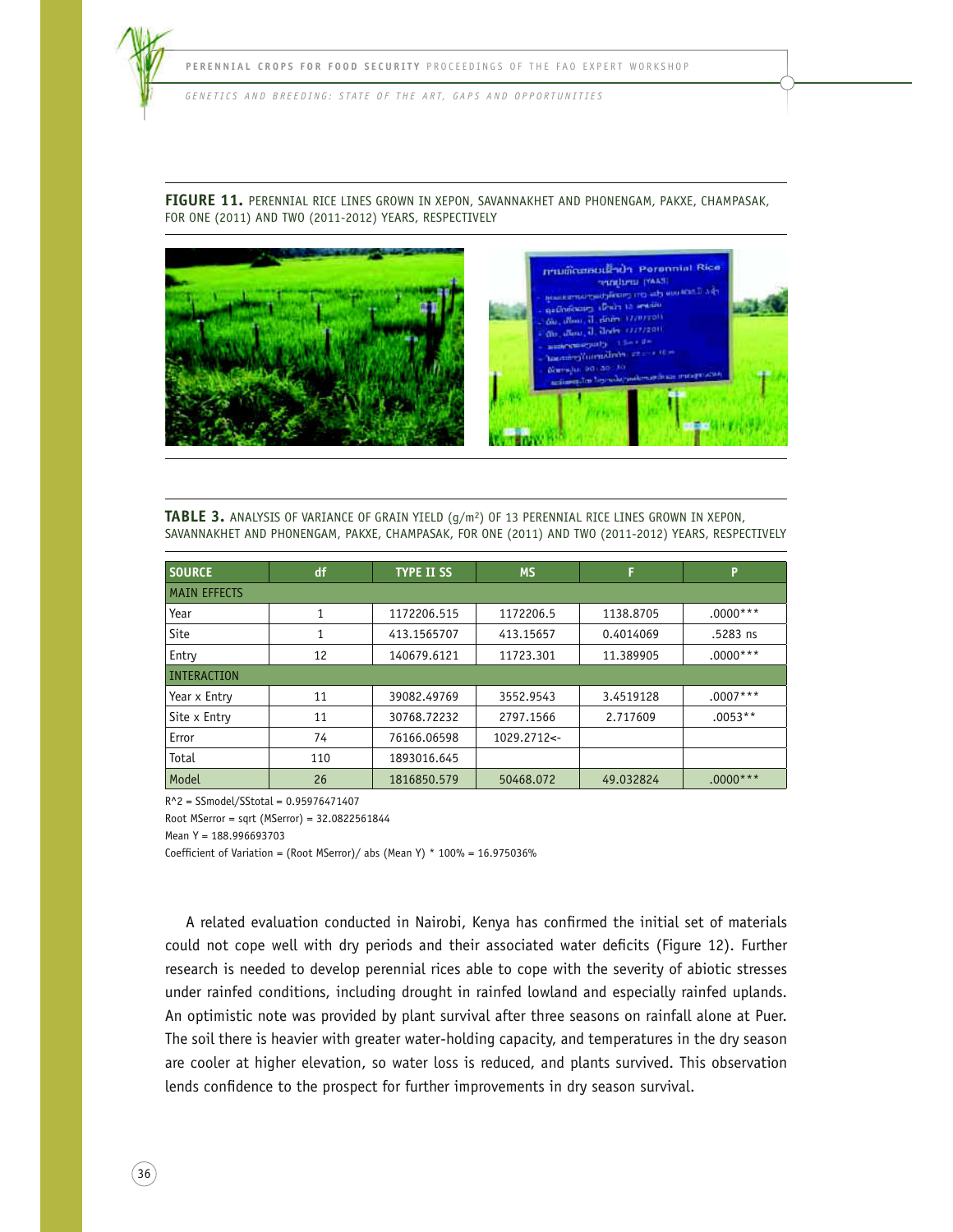**FIGURE 11.** PERENNIAL RICE LINES GROWN IN XEPON, SAVANNAKHET AND PHONENGAM, PAKXE, CHAMPASAK, FOR ONE (2011) AND TWO (2011-2012) YEARS, RESPECTIVELY

**TABLE 3.** ANALYSIS OF VARIANCE OF GRAIN YIELD ($g/m^2$) OF 13 PERENNIAL RICE LINES GROWN IN XEPON, SAVANNAKHET AND PHONENGAM, PAKXE, CHAMPASAK, FOR ONE (2011) AND TWO (2011-2012) YEARS, RESPECTIVELY

| SOURCE | df | TYPE II SS | MS | F | P |
|---|---|---|---|---|---|
| MAIN EFFECTS | | | | | |
| Year | 1 | 1172206.515 | 1172206.5 | 1138.8705 | .0000*** |
| Site | 1 | 413.1565707 | 413.15657 | 0.4014069 | .5283 ns |
| Entry | 12 | 140679.6121 | 11723.301 | 11.389905 | .0000*** |
| INTERACTION | | | | | |
| Year x Entry | 11 | 39082.49769 | 3552.9543 | 3.4519128 | .0007*** |
| Site x Entry | 11 | 30768.72232 | 2797.1566 | 2.717609 | .0053** |
| Error | 74 | 76166.06598 | 1029.2712<- | | |
| Total | 110 | 1893016.645 | | | |
| Model | 26 | 1816850.579 | 50468.072 | 49.032824 | .0000*** |

R^2 = SSmodel/SStotal = 0.95976471407

Root MSerror = sqrt (MSerror) = 32.0822561844

Mean Y = 188.996693703

Coefficient of Variation = (Root MSerror)/ abs (Mean Y) * 100% = 16.975036%

A related evaluation conducted in Nairobi, Kenya has confirmed the initial set of materials could not cope well with dry periods and their associated water deficits (Figure 12). Further research is needed to develop perennial rices able to cope with the severity of abiotic stresses under rainfed conditions, including drought in rainfed lowland and especially rainfed uplands. An optimistic note was provided by plant survival after three seasons on rainfall alone at Puer. The soil there is heavier with greater water-holding capacity, and temperatures in the dry season are cooler at higher elevation, so water loss is reduced, and plants survived. This observation lends confidence to the prospect for further improvements in dry season survival.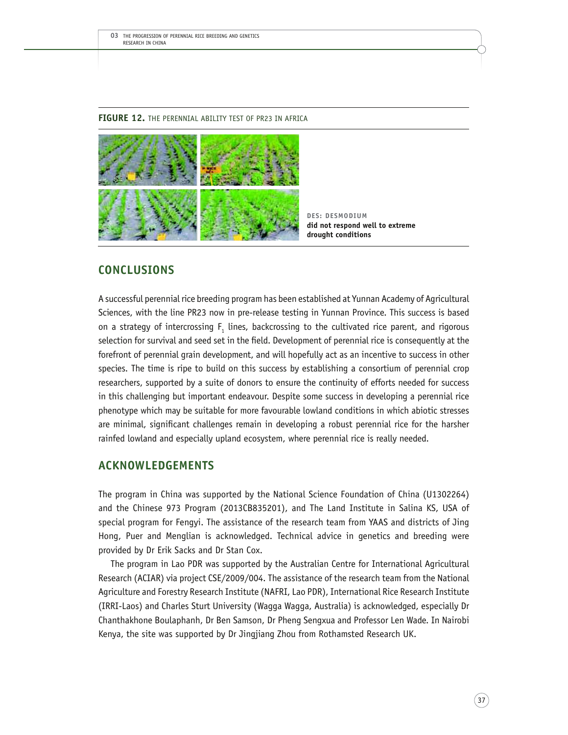**FIGURE 12.** THE PERENNIAL ABILITY TEST OF PR23 IN AFRICA

**DES: DESMODIUM**
**did not respond well to extreme drought conditions**

## CONCLUSIONS

A successful perennial rice breeding program has been established at Yunnan Academy of Agricultural Sciences, with the line PR23 now in pre-release testing in Yunnan Province. This success is based on a strategy of intercrossing $F_1$ lines, backcrossing to the cultivated rice parent, and rigorous selection for survival and seed set in the field. Development of perennial rice is consequently at the forefront of perennial grain development, and will hopefully act as an incentive to success in other species. The time is ripe to build on this success by establishing a consortium of perennial crop researchers, supported by a suite of donors to ensure the continuity of efforts needed for success in this challenging but important endeavour. Despite some success in developing a perennial rice phenotype which may be suitable for more favourable lowland conditions in which abiotic stresses are minimal, significant challenges remain in developing a robust perennial rice for the harsher rainfed lowland and especially upland ecosystem, where perennial rice is really needed.

## ACKNOWLEDGEMENTS

The program in China was supported by the National Science Foundation of China (U1302264) and the Chinese 973 Program (2013CB835201), and The Land Institute in Salina KS, USA of special program for Fengyi. The assistance of the research team from YAAS and districts of Jing Hong, Puer and Menglian is acknowledged. Technical advice in genetics and breeding were provided by Dr Erik Sacks and Dr Stan Cox.

The program in Lao PDR was supported by the Australian Centre for International Agricultural Research (ACIAR) via project CSE/2009/004. The assistance of the research team from the National Agriculture and Forestry Research Institute (NAFRI, Lao PDR), International Rice Research Institute (IRRI-Laos) and Charles Sturt University (Wagga Wagga, Australia) is acknowledged, especially Dr Chanthakhone Boulaphanh, Dr Ben Samson, Dr Pheng Sengxua and Professor Len Wade. In Nairobi Kenya, the site was supported by Dr Jingjiang Zhou from Rothamsted Research UK.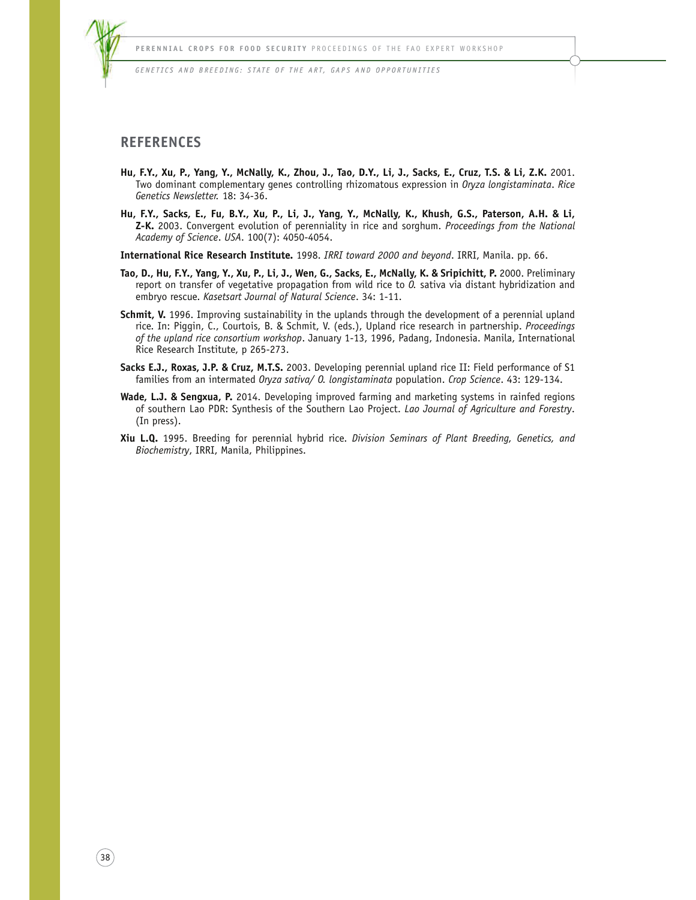## REFERENCES

**Hu, F.Y., Xu, P., Yang, Y., McNally, K., Zhou, J., Tao, D.Y., Li, J., Sacks, E., Cruz, T.S. & Li, Z.K.** 2001. Two dominant complementary genes controlling rhizomatous expression in *Oryza longistaminata*. *Rice Genetics Newsletter.* 18: 34-36.

**Hu, F.Y., Sacks, E., Fu, B.Y., Xu, P., Li, J., Yang, Y., McNally, K., Khush, G.S., Paterson, A.H. & Li, Z-K.** 2003. Convergent evolution of perenniality in rice and sorghum. *Proceedings from the National Academy of Science*. *USA*. 100(7): 4050-4054.

**International Rice Research Institute.** 1998. *IRRI toward 2000 and beyond*. IRRI, Manila. pp. 66.

**Tao, D., Hu, F.Y., Yang, Y., Xu, P., Li, J., Wen, G., Sacks, E., McNally, K. & Sripichitt, P.** 2000. Preliminary report on transfer of vegetative propagation from wild rice to *O.* sativa via distant hybridization and embryo rescue. *Kasetsart Journal of Natural Science*. 34: 1-11.

**Schmit, V.** 1996. Improving sustainability in the uplands through the development of a perennial upland rice. In: Piggin, C., Courtois, B. & Schmit, V. (eds.), Upland rice research in partnership. *Proceedings of the upland rice consortium workshop*. January 1-13, 1996, Padang, Indonesia. Manila, International Rice Research Institute, p 265-273.

**Sacks E.J., Roxas, J.P. & Cruz, M.T.S.** 2003. Developing perennial upland rice II: Field performance of S1 families from an intermated *Oryza sativa/ O. longistaminata* population. *Crop Science*. 43: 129-134.

**Wade, L.J. & Sengxua, P.** 2014. Developing improved farming and marketing systems in rainfed regions of southern Lao PDR: Synthesis of the Southern Lao Project. *Lao Journal of Agriculture and Forestry*. (In press).

**Xiu L.Q.** 1995. Breeding for perennial hybrid rice. *Division Seminars of Plant Breeding, Genetics, and Biochemistry*, IRRI, Manila, Philippines.